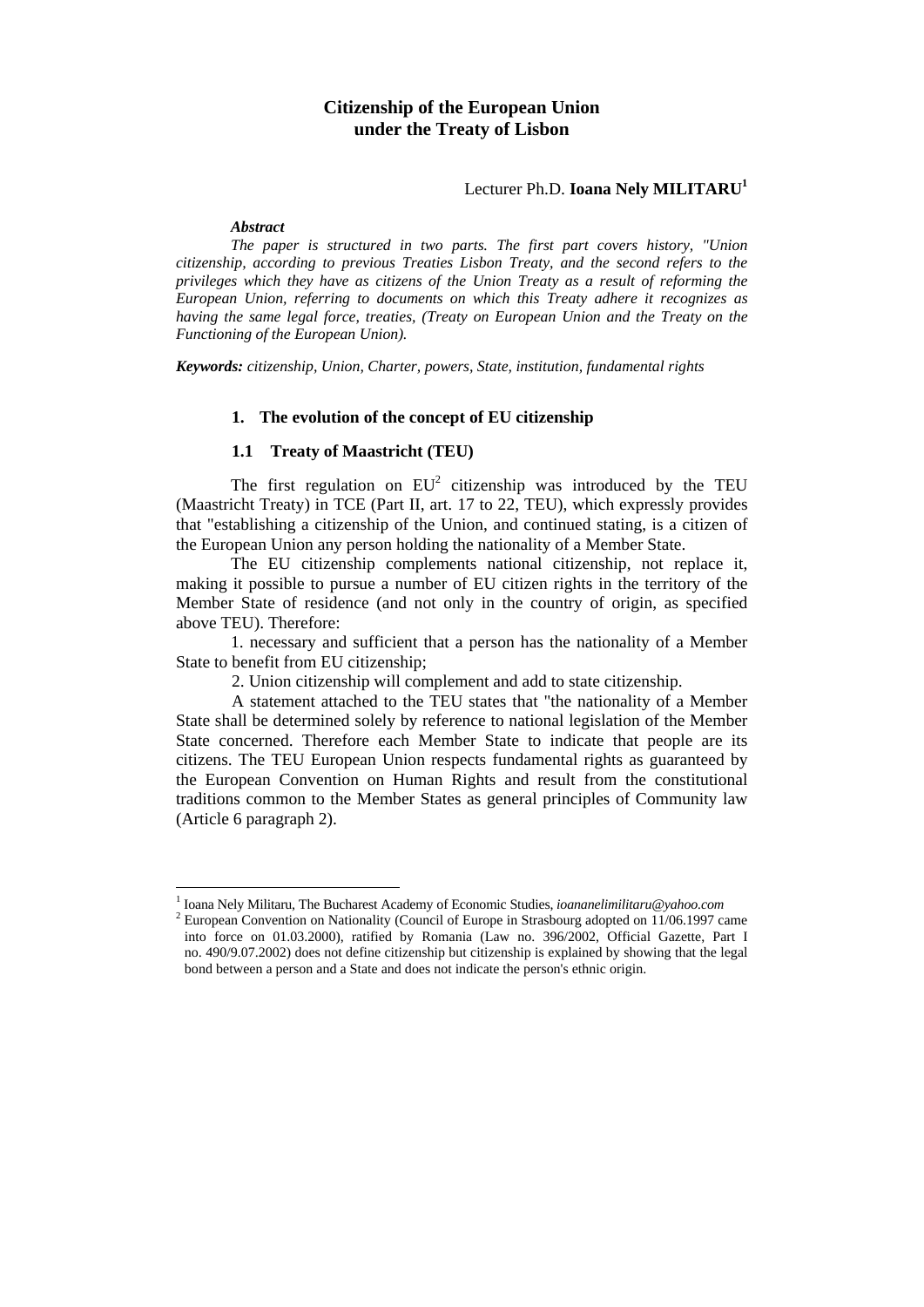# Citizenship of the European Union under the Treaty of Lisbon

Lecturer Ph.D. **Ioana Nely MILITARU**[1]

***Abstract***

*The paper is structured in two parts. The first part covers history, "Union citizenship, according to previous Treaties Lisbon Treaty, and the second refers to the privileges which they have as citizens of the Union Treaty as a result of reforming the European Union, referring to documents on which this Treaty adhere it recognizes as having the same legal force, treaties, (Treaty on European Union and the Treaty on the Functioning of the European Union).*

***Keywords:*** *citizenship, Union, Charter, powers, State, institution, fundamental rights*

## 1. The evolution of the concept of EU citizenship

### 1.1 Treaty of Maastricht (TEU)

The first regulation on EU[2] citizenship was introduced by the TEU (Maastricht Treaty) in TCE (Part II, art. 17 to 22, TEU), which expressly provides that "establishing a citizenship of the Union, and continued stating, is a citizen of the European Union any person holding the nationality of a Member State.

The EU citizenship complements national citizenship, not replace it, making it possible to pursue a number of EU citizen rights in the territory of the Member State of residence (and not only in the country of origin, as specified above TEU). Therefore:

1. necessary and sufficient that a person has the nationality of a Member State to benefit from EU citizenship;

2. Union citizenship will complement and add to state citizenship.

A statement attached to the TEU states that "the nationality of a Member State shall be determined solely by reference to national legislation of the Member State concerned. Therefore each Member State to indicate that people are its citizens. The TEU European Union respects fundamental rights as guaranteed by the European Convention on Human Rights and result from the constitutional traditions common to the Member States as general principles of Community law (Article 6 paragraph 2).

---

[1] Ioana Nely Militaru, The Bucharest Academy of Economic Studies, *ioananelimilitaru@yahoo.com*

[2] European Convention on Nationality (Council of Europe in Strasbourg adopted on 11/06.1997 came into force on 01.03.2000), ratified by Romania (Law no. 396/2002, Official Gazette, Part I no. 490/9.07.2002) does not define citizenship but citizenship is explained by showing that the legal bond between a person and a State and does not indicate the person's ethnic origin.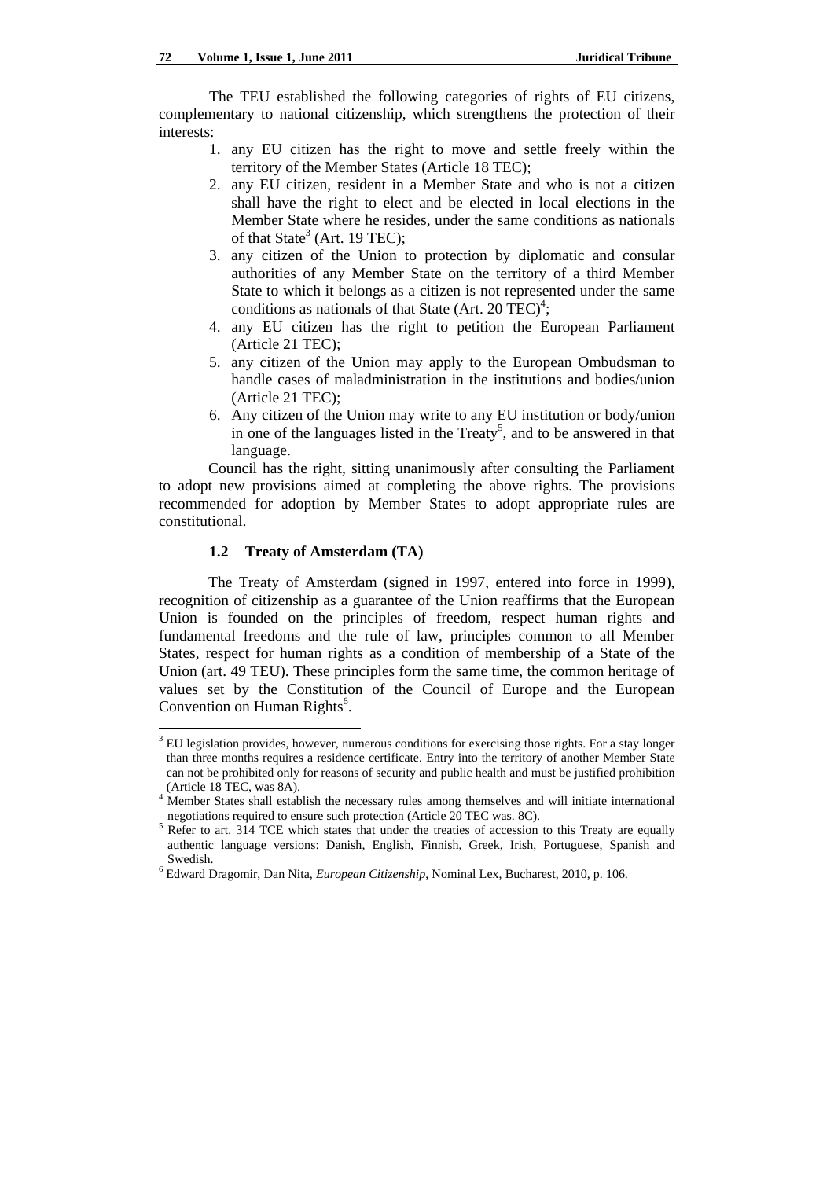The TEU established the following categories of rights of EU citizens, complementary to national citizenship, which strengthens the protection of their interests:

1. any EU citizen has the right to move and settle freely within the territory of the Member States (Article 18 TEC);
2. any EU citizen, resident in a Member State and who is not a citizen shall have the right to elect and be elected in local elections in the Member State where he resides, under the same conditions as nationals of that State[3] (Art. 19 TEC);
3. any citizen of the Union to protection by diplomatic and consular authorities of any Member State on the territory of a third Member State to which it belongs as a citizen is not represented under the same conditions as nationals of that State (Art. 20 TEC)[4];
4. any EU citizen has the right to petition the European Parliament (Article 21 TEC);
5. any citizen of the Union may apply to the European Ombudsman to handle cases of maladministration in the institutions and bodies/union (Article 21 TEC);
6. Any citizen of the Union may write to any EU institution or body/union in one of the languages listed in the Treaty[5], and to be answered in that language.

Council has the right, sitting unanimously after consulting the Parliament to adopt new provisions aimed at completing the above rights. The provisions recommended for adoption by Member States to adopt appropriate rules are constitutional.

### 1.2 Treaty of Amsterdam (TA)

The Treaty of Amsterdam (signed in 1997, entered into force in 1999), recognition of citizenship as a guarantee of the Union reaffirms that the European Union is founded on the principles of freedom, respect human rights and fundamental freedoms and the rule of law, principles common to all Member States, respect for human rights as a condition of membership of a State of the Union (art. 49 TEU). These principles form the same time, the common heritage of values set by the Constitution of the Council of Europe and the European Convention on Human Rights[6].

---

[3] EU legislation provides, however, numerous conditions for exercising those rights. For a stay longer than three months requires a residence certificate. Entry into the territory of another Member State can not be prohibited only for reasons of security and public health and must be justified prohibition (Article 18 TEC, was 8A).

[4] Member States shall establish the necessary rules among themselves and will initiate international negotiations required to ensure such protection (Article 20 TEC was. 8C).

[5] Refer to art. 314 TCE which states that under the treaties of accession to this Treaty are equally authentic language versions: Danish, English, Finnish, Greek, Irish, Portuguese, Spanish and Swedish.

[6] Edward Dragomir, Dan Nita, *European Citizenship*, Nominal Lex, Bucharest, 2010, p. 106.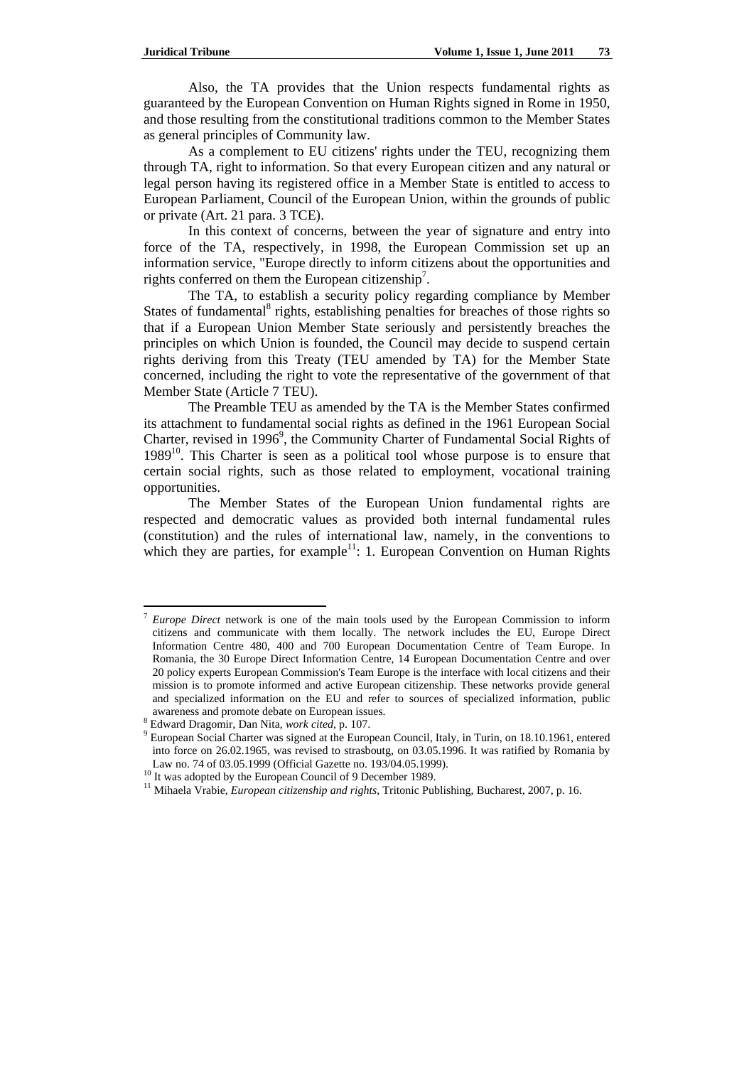Also, the TA provides that the Union respects fundamental rights as guaranteed by the European Convention on Human Rights signed in Rome in 1950, and those resulting from the constitutional traditions common to the Member States as general principles of Community law.

As a complement to EU citizens' rights under the TEU, recognizing them through TA, right to information. So that every European citizen and any natural or legal person having its registered office in a Member State is entitled to access to European Parliament, Council of the European Union, within the grounds of public or private (Art. 21 para. 3 TCE).

In this context of concerns, between the year of signature and entry into force of the TA, respectively, in 1998, the European Commission set up an information service, "Europe directly to inform citizens about the opportunities and rights conferred on them the European citizenship[7].

The TA, to establish a security policy regarding compliance by Member States of fundamental[8] rights, establishing penalties for breaches of those rights so that if a European Union Member State seriously and persistently breaches the principles on which Union is founded, the Council may decide to suspend certain rights deriving from this Treaty (TEU amended by TA) for the Member State concerned, including the right to vote the representative of the government of that Member State (Article 7 TEU).

The Preamble TEU as amended by the TA is the Member States confirmed its attachment to fundamental social rights as defined in the 1961 European Social Charter, revised in 1996[9], the Community Charter of Fundamental Social Rights of 1989[10]. This Charter is seen as a political tool whose purpose is to ensure that certain social rights, such as those related to employment, vocational training opportunities.

The Member States of the European Union fundamental rights are respected and democratic values as provided both internal fundamental rules (constitution) and the rules of international law, namely, in the conventions to which they are parties, for example[11]: 1. European Convention on Human Rights

---

[7] *Europe Direct* network is one of the main tools used by the European Commission to inform citizens and communicate with them locally. The network includes the EU, Europe Direct Information Centre 480, 400 and 700 European Documentation Centre of Team Europe. In Romania, the 30 Europe Direct Information Centre, 14 European Documentation Centre and over 20 policy experts European Commission's Team Europe is the interface with local citizens and their mission is to promote informed and active European citizenship. These networks provide general and specialized information on the EU and refer to sources of specialized information, public awareness and promote debate on European issues.

[8] Edward Dragomir, Dan Nita, *work cited*, p. 107.

[9] European Social Charter was signed at the European Council, Italy, in Turin, on 18.10.1961, entered into force on 26.02.1965, was revised to strasboutg, on 03.05.1996. It was ratified by Romania by Law no. 74 of 03.05.1999 (Official Gazette no. 193/04.05.1999).

[10] It was adopted by the European Council of 9 December 1989.

[11] Mihaela Vrabie, *European citizenship and rights*, Tritonic Publishing, Bucharest, 2007, p. 16.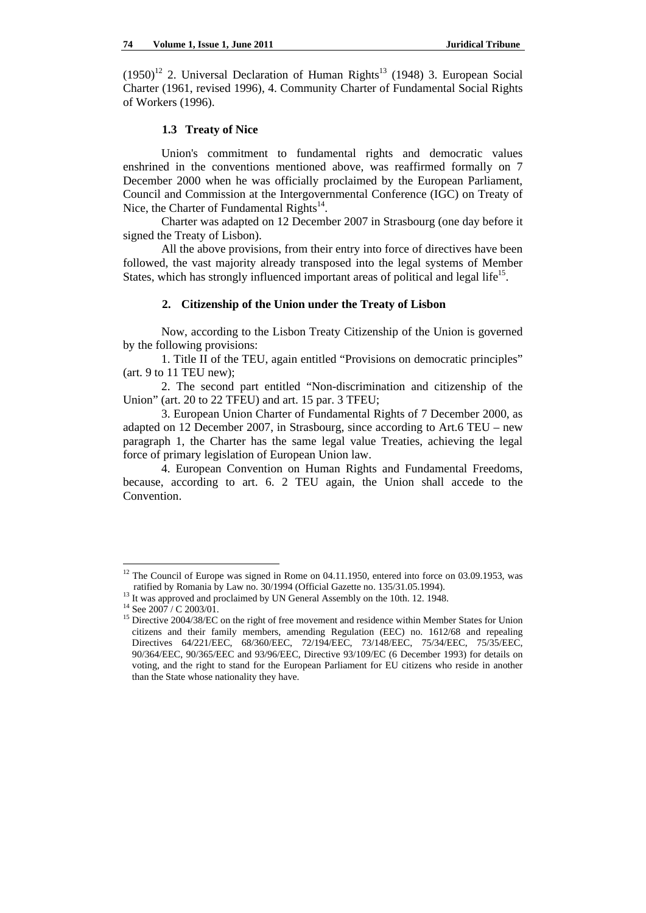(1950)[12] 2. Universal Declaration of Human Rights[13] (1948) 3. European Social Charter (1961, revised 1996), 4. Community Charter of Fundamental Social Rights of Workers (1996).

### 1.3 Treaty of Nice

Union's commitment to fundamental rights and democratic values enshrined in the conventions mentioned above, was reaffirmed formally on 7 December 2000 when he was officially proclaimed by the European Parliament, Council and Commission at the Intergovernmental Conference (IGC) on Treaty of Nice, the Charter of Fundamental Rights[14].

Charter was adapted on 12 December 2007 in Strasbourg (one day before it signed the Treaty of Lisbon).

All the above provisions, from their entry into force of directives have been followed, the vast majority already transposed into the legal systems of Member States, which has strongly influenced important areas of political and legal life[15].

## 2. Citizenship of the Union under the Treaty of Lisbon

Now, according to the Lisbon Treaty Citizenship of the Union is governed by the following provisions:

1. Title II of the TEU, again entitled "Provisions on democratic principles" (art. 9 to 11 TEU new);

2. The second part entitled "Non-discrimination and citizenship of the Union" (art. 20 to 22 TFEU) and art. 15 par. 3 TFEU;

3. European Union Charter of Fundamental Rights of 7 December 2000, as adapted on 12 December 2007, in Strasbourg, since according to Art.6 TEU – new paragraph 1, the Charter has the same legal value Treaties, achieving the legal force of primary legislation of European Union law.

4. European Convention on Human Rights and Fundamental Freedoms, because, according to art. 6. 2 TEU again, the Union shall accede to the Convention.

---

[12] The Council of Europe was signed in Rome on 04.11.1950, entered into force on 03.09.1953, was ratified by Romania by Law no. 30/1994 (Official Gazette no. 135/31.05.1994).

[13] It was approved and proclaimed by UN General Assembly on the 10th. 12. 1948.

[14] See 2007 / C 2003/01.

[15] Directive 2004/38/EC on the right of free movement and residence within Member States for Union citizens and their family members, amending Regulation (EEC) no. 1612/68 and repealing Directives 64/221/EEC, 68/360/EEC, 72/194/EEC, 73/148/EEC, 75/34/EEC, 75/35/EEC, 90/364/EEC, 90/365/EEC and 93/96/EEC, Directive 93/109/EC (6 December 1993) for details on voting, and the right to stand for the European Parliament for EU citizens who reside in another than the State whose nationality they have.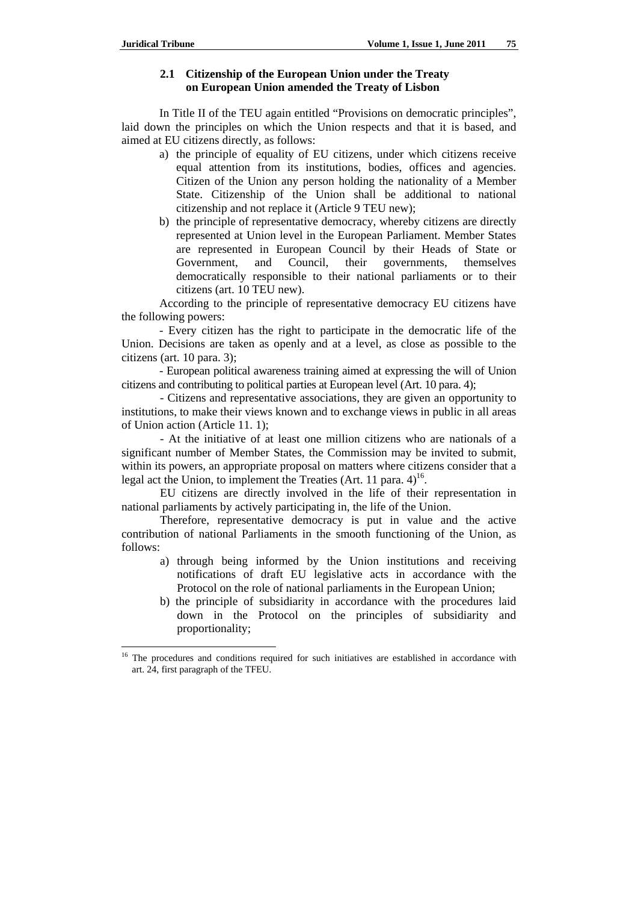### 2.1 Citizenship of the European Union under the Treaty on European Union amended the Treaty of Lisbon

In Title II of the TEU again entitled "Provisions on democratic principles", laid down the principles on which the Union respects and that it is based, and aimed at EU citizens directly, as follows:

a) the principle of equality of EU citizens, under which citizens receive equal attention from its institutions, bodies, offices and agencies. Citizen of the Union any person holding the nationality of a Member State. Citizenship of the Union shall be additional to national citizenship and not replace it (Article 9 TEU new);
b) the principle of representative democracy, whereby citizens are directly represented at Union level in the European Parliament. Member States are represented in European Council by their Heads of State or Government, and Council, their governments, themselves democratically responsible to their national parliaments or to their citizens (art. 10 TEU new).

According to the principle of representative democracy EU citizens have the following powers:

- Every citizen has the right to participate in the democratic life of the Union. Decisions are taken as openly and at a level, as close as possible to the citizens (art. 10 para. 3);

- European political awareness training aimed at expressing the will of Union citizens and contributing to political parties at European level (Art. 10 para. 4);

- Citizens and representative associations, they are given an opportunity to institutions, to make their views known and to exchange views in public in all areas of Union action (Article 11. 1);

- At the initiative of at least one million citizens who are nationals of a significant number of Member States, the Commission may be invited to submit, within its powers, an appropriate proposal on matters where citizens consider that a legal act the Union, to implement the Treaties (Art. 11 para. 4)[16].

EU citizens are directly involved in the life of their representation in national parliaments by actively participating in, the life of the Union.

Therefore, representative democracy is put in value and the active contribution of national Parliaments in the smooth functioning of the Union, as follows:

a) through being informed by the Union institutions and receiving notifications of draft EU legislative acts in accordance with the Protocol on the role of national parliaments in the European Union;
b) the principle of subsidiarity in accordance with the procedures laid down in the Protocol on the principles of subsidiarity and proportionality;

---

[16] The procedures and conditions required for such initiatives are established in accordance with art. 24, first paragraph of the TFEU.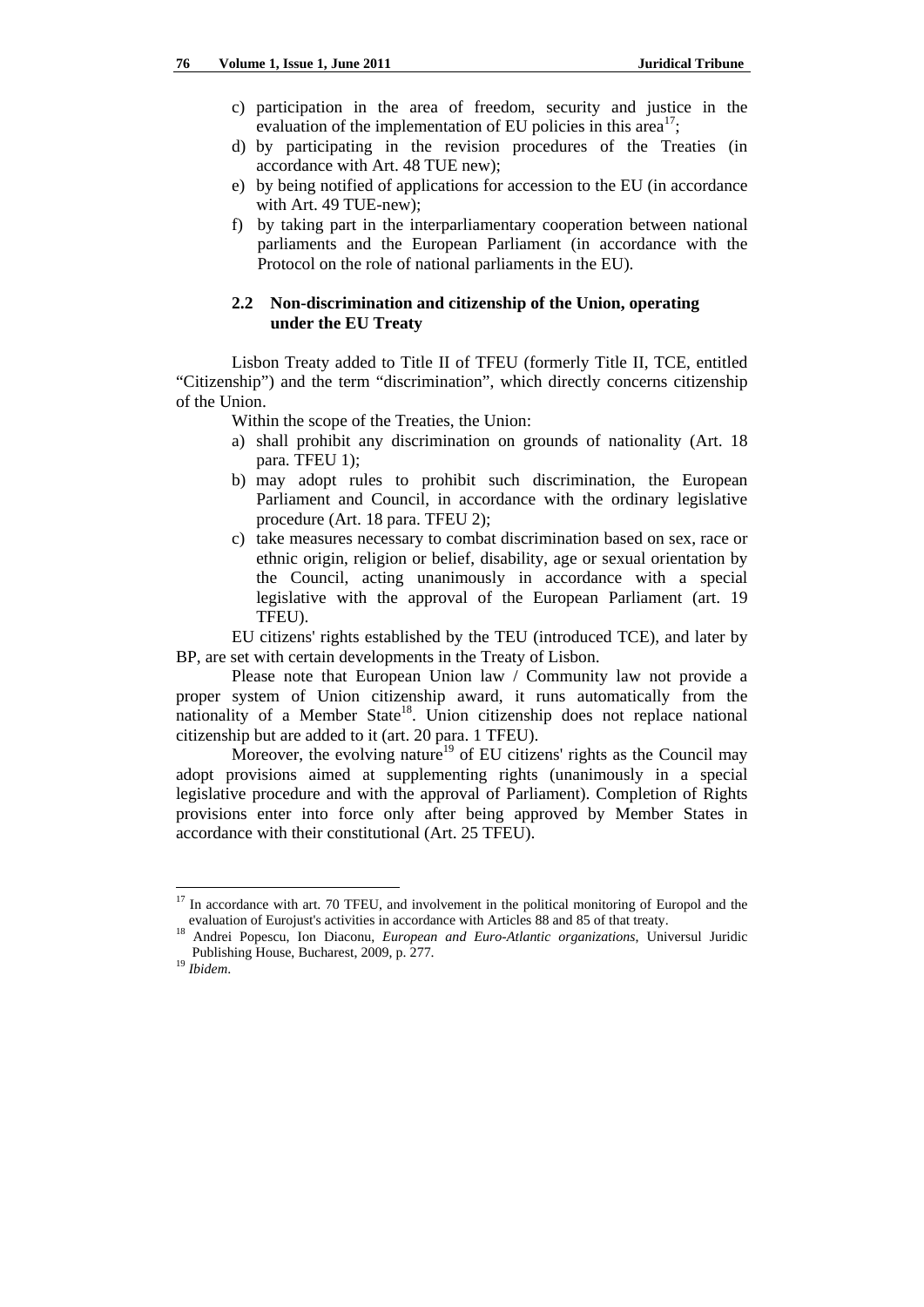c) participation in the area of freedom, security and justice in the evaluation of the implementation of EU policies in this area[17];
d) by participating in the revision procedures of the Treaties (in accordance with Art. 48 TUE new);
e) by being notified of applications for accession to the EU (in accordance with Art. 49 TUE-new);
f) by taking part in the interparliamentary cooperation between national parliaments and the European Parliament (in accordance with the Protocol on the role of national parliaments in the EU).

### 2.2 Non-discrimination and citizenship of the Union, operating under the EU Treaty

Lisbon Treaty added to Title II of TFEU (formerly Title II, TCE, entitled "Citizenship") and the term "discrimination", which directly concerns citizenship of the Union.

Within the scope of the Treaties, the Union:

a) shall prohibit any discrimination on grounds of nationality (Art. 18 para. TFEU 1);
b) may adopt rules to prohibit such discrimination, the European Parliament and Council, in accordance with the ordinary legislative procedure (Art. 18 para. TFEU 2);
c) take measures necessary to combat discrimination based on sex, race or ethnic origin, religion or belief, disability, age or sexual orientation by the Council, acting unanimously in accordance with a special legislative with the approval of the European Parliament (art. 19 TFEU).

EU citizens' rights established by the TEU (introduced TCE), and later by BP, are set with certain developments in the Treaty of Lisbon.

Please note that European Union law / Community law not provide a proper system of Union citizenship award, it runs automatically from the nationality of a Member State[18]. Union citizenship does not replace national citizenship but are added to it (art. 20 para. 1 TFEU).

Moreover, the evolving nature[19] of EU citizens' rights as the Council may adopt provisions aimed at supplementing rights (unanimously in a special legislative procedure and with the approval of Parliament). Completion of Rights provisions enter into force only after being approved by Member States in accordance with their constitutional (Art. 25 TFEU).

---

[17] In accordance with art. 70 TFEU, and involvement in the political monitoring of Europol and the evaluation of Eurojust's activities in accordance with Articles 88 and 85 of that treaty.

[18] Andrei Popescu, Ion Diaconu, *European and Euro-Atlantic organizations*, Universul Juridic Publishing House, Bucharest, 2009, p. 277.

[19] *Ibidem*.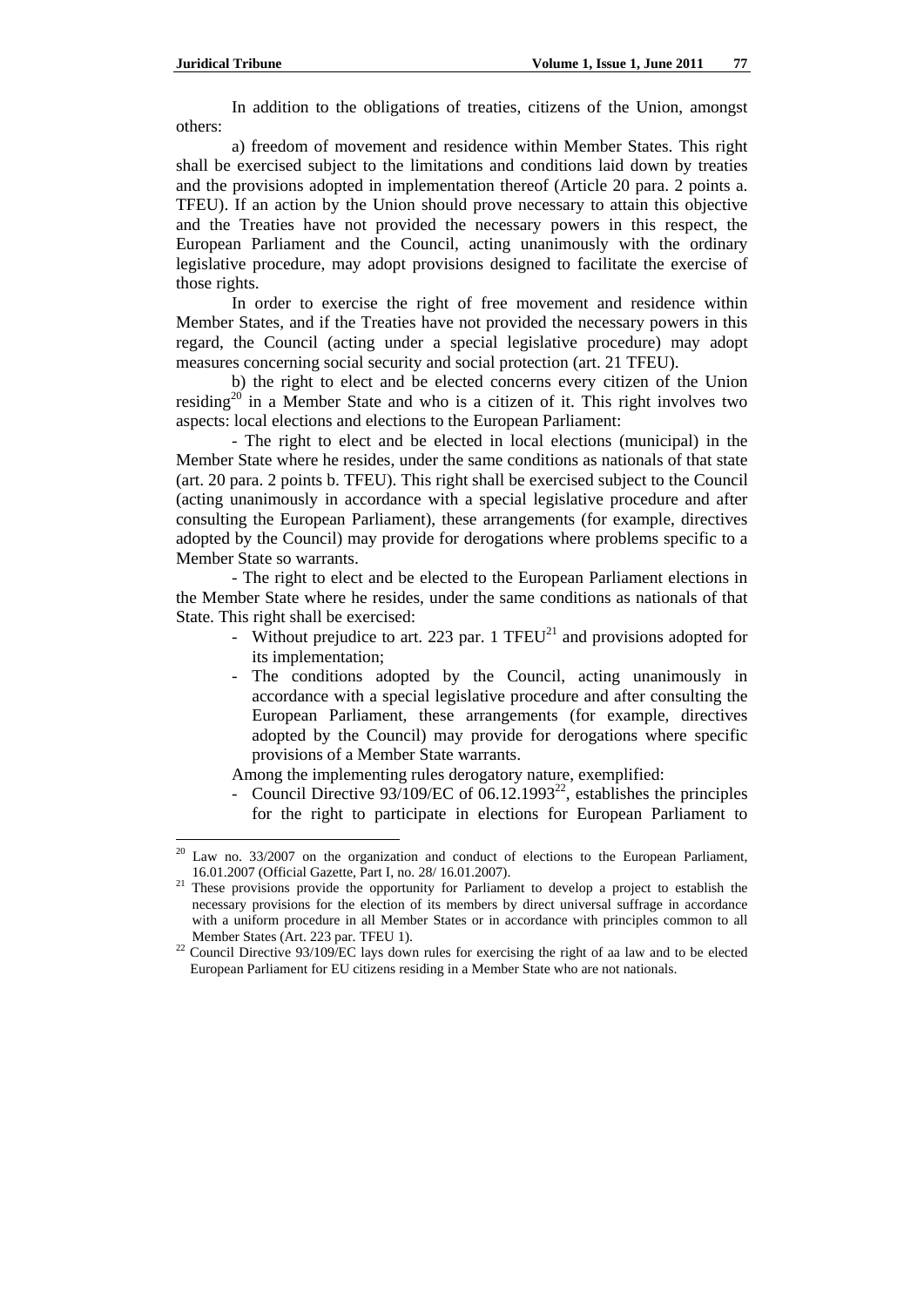In addition to the obligations of treaties, citizens of the Union, amongst others:

a) freedom of movement and residence within Member States. This right shall be exercised subject to the limitations and conditions laid down by treaties and the provisions adopted in implementation thereof (Article 20 para. 2 points a. TFEU). If an action by the Union should prove necessary to attain this objective and the Treaties have not provided the necessary powers in this respect, the European Parliament and the Council, acting unanimously with the ordinary legislative procedure, may adopt provisions designed to facilitate the exercise of those rights.

In order to exercise the right of free movement and residence within Member States, and if the Treaties have not provided the necessary powers in this regard, the Council (acting under a special legislative procedure) may adopt measures concerning social security and social protection (art. 21 TFEU).

b) the right to elect and be elected concerns every citizen of the Union residing[20] in a Member State and who is a citizen of it. This right involves two aspects: local elections and elections to the European Parliament:

- The right to elect and be elected in local elections (municipal) in the Member State where he resides, under the same conditions as nationals of that state (art. 20 para. 2 points b. TFEU). This right shall be exercised subject to the Council (acting unanimously in accordance with a special legislative procedure and after consulting the European Parliament), these arrangements (for example, directives adopted by the Council) may provide for derogations where problems specific to a Member State so warrants.

- The right to elect and be elected to the European Parliament elections in the Member State where he resides, under the same conditions as nationals of that State. This right shall be exercised:

- Without prejudice to art. 223 par. 1 TFEU[21] and provisions adopted for its implementation;
- The conditions adopted by the Council, acting unanimously in accordance with a special legislative procedure and after consulting the European Parliament, these arrangements (for example, directives adopted by the Council) may provide for derogations where specific provisions of a Member State warrants.

Among the implementing rules derogatory nature, exemplified:

- Council Directive 93/109/EC of 06.12.1993[22], establishes the principles for the right to participate in elections for European Parliament to

---

[20] Law no. 33/2007 on the organization and conduct of elections to the European Parliament, 16.01.2007 (Official Gazette, Part I, no. 28/ 16.01.2007).

[21] These provisions provide the opportunity for Parliament to develop a project to establish the necessary provisions for the election of its members by direct universal suffrage in accordance with a uniform procedure in all Member States or in accordance with principles common to all Member States (Art. 223 par. TFEU 1).

[22] Council Directive 93/109/EC lays down rules for exercising the right of aa law and to be elected European Parliament for EU citizens residing in a Member State who are not nationals.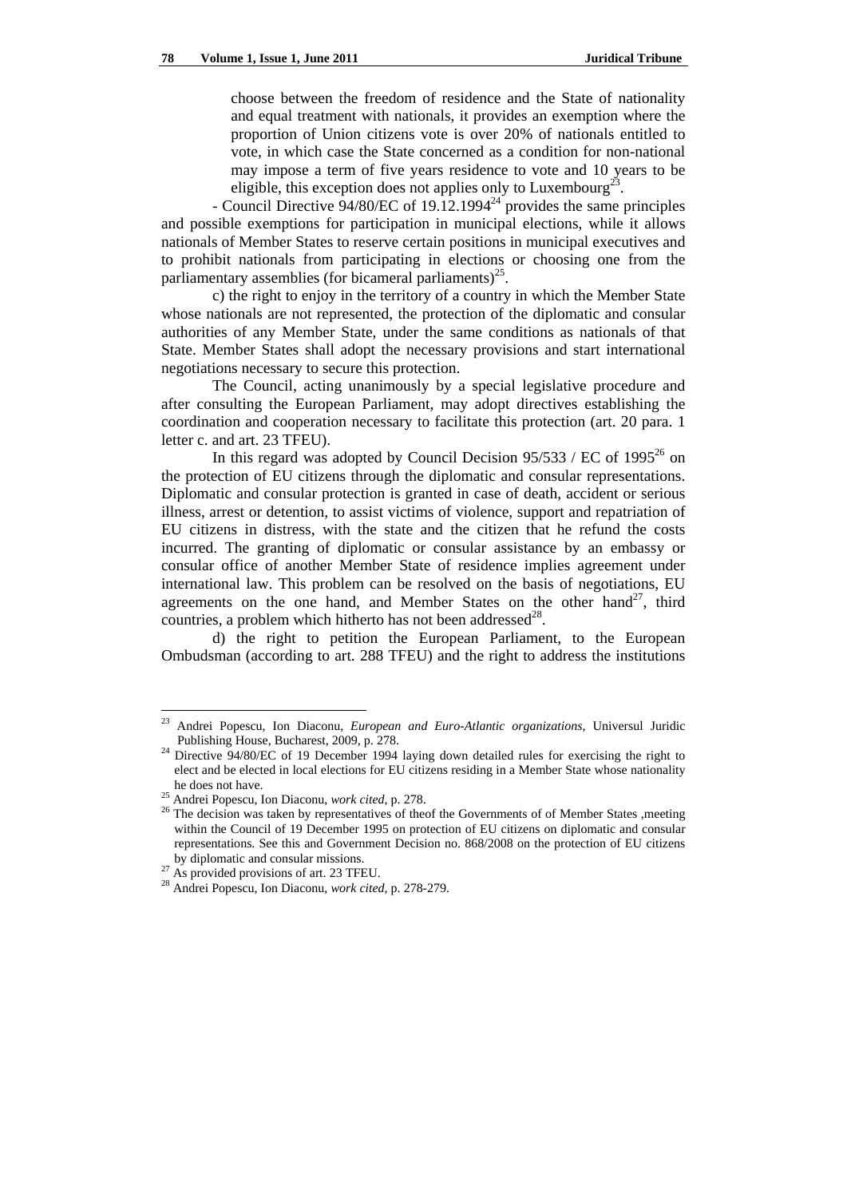choose between the freedom of residence and the State of nationality and equal treatment with nationals, it provides an exemption where the proportion of Union citizens vote is over 20% of nationals entitled to vote, in which case the State concerned as a condition for non-national may impose a term of five years residence to vote and 10 years to be eligible, this exception does not applies only to Luxembourg[23].

- Council Directive 94/80/EC of 19.12.1994[24] provides the same principles and possible exemptions for participation in municipal elections, while it allows nationals of Member States to reserve certain positions in municipal executives and to prohibit nationals from participating in elections or choosing one from the parliamentary assemblies (for bicameral parliaments)[25].

c) the right to enjoy in the territory of a country in which the Member State whose nationals are not represented, the protection of the diplomatic and consular authorities of any Member State, under the same conditions as nationals of that State. Member States shall adopt the necessary provisions and start international negotiations necessary to secure this protection.

The Council, acting unanimously by a special legislative procedure and after consulting the European Parliament, may adopt directives establishing the coordination and cooperation necessary to facilitate this protection (art. 20 para. 1 letter c. and art. 23 TFEU).

In this regard was adopted by Council Decision 95/533 / EC of 1995[26] on the protection of EU citizens through the diplomatic and consular representations. Diplomatic and consular protection is granted in case of death, accident or serious illness, arrest or detention, to assist victims of violence, support and repatriation of EU citizens in distress, with the state and the citizen that he refund the costs incurred. The granting of diplomatic or consular assistance by an embassy or consular office of another Member State of residence implies agreement under international law. This problem can be resolved on the basis of negotiations, EU agreements on the one hand, and Member States on the other hand[27], third countries, a problem which hitherto has not been addressed[28].

d) the right to petition the European Parliament, to the European Ombudsman (according to art. 288 TFEU) and the right to address the institutions

---

[23] Andrei Popescu, Ion Diaconu, *European and Euro-Atlantic organizations*, Universul Juridic Publishing House, Bucharest, 2009, p. 278.

[24] Directive 94/80/EC of 19 December 1994 laying down detailed rules for exercising the right to elect and be elected in local elections for EU citizens residing in a Member State whose nationality he does not have.

[25] Andrei Popescu, Ion Diaconu, *work cited*, p. 278.

[26] The decision was taken by representatives of theof the Governments of of Member States ,meeting within the Council of 19 December 1995 on protection of EU citizens on diplomatic and consular representations. See this and Government Decision no. 868/2008 on the protection of EU citizens by diplomatic and consular missions.

[27] As provided provisions of art. 23 TFEU.

[28] Andrei Popescu, Ion Diaconu, *work cited*, p. 278-279.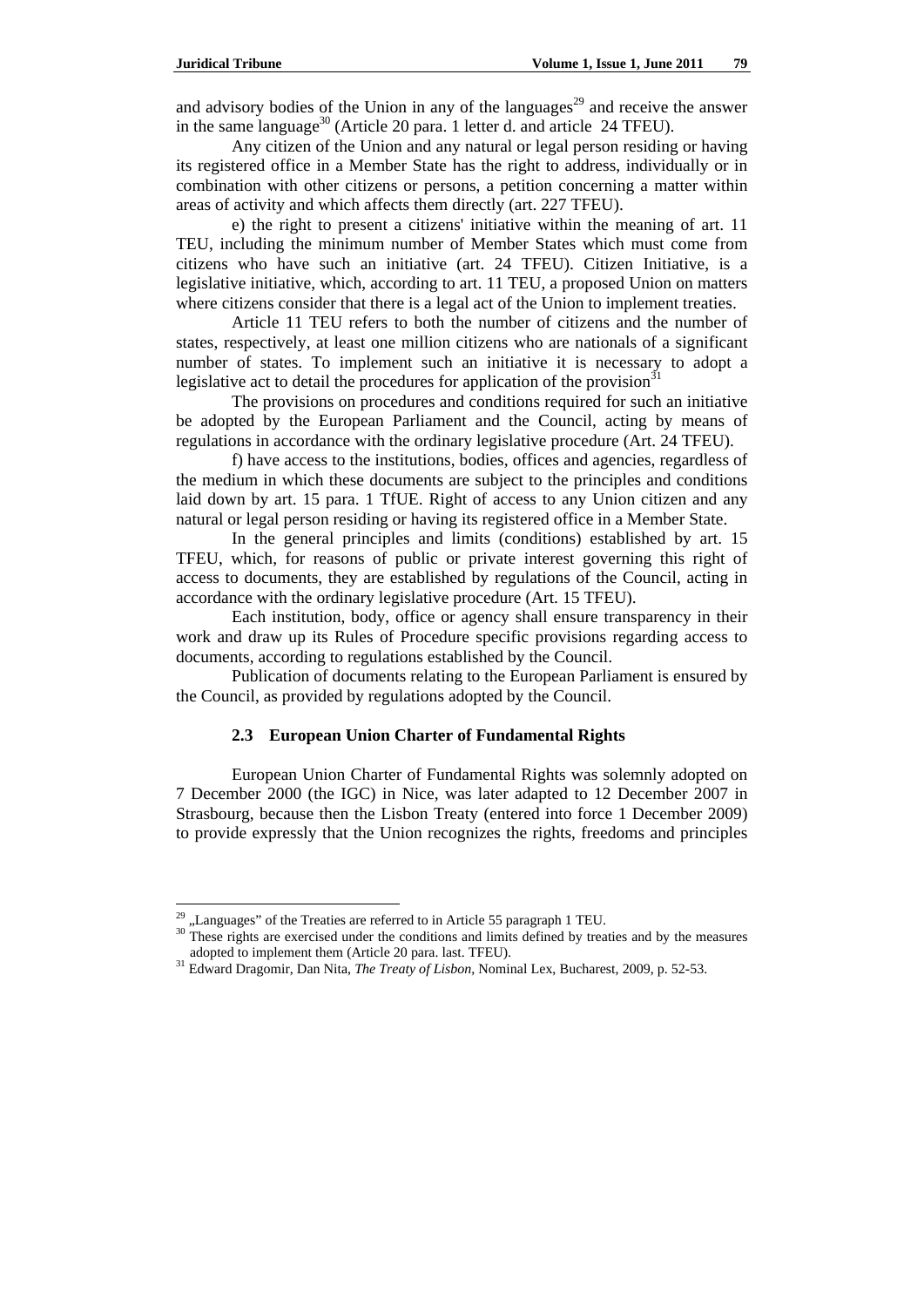and advisory bodies of the Union in any of the languages[29] and receive the answer in the same language[30] (Article 20 para. 1 letter d. and article 24 TFEU).

Any citizen of the Union and any natural or legal person residing or having its registered office in a Member State has the right to address, individually or in combination with other citizens or persons, a petition concerning a matter within areas of activity and which affects them directly (art. 227 TFEU).

e) the right to present a citizens' initiative within the meaning of art. 11 TEU, including the minimum number of Member States which must come from citizens who have such an initiative (art. 24 TFEU). Citizen Initiative, is a legislative initiative, which, according to art. 11 TEU, a proposed Union on matters where citizens consider that there is a legal act of the Union to implement treaties.

Article 11 TEU refers to both the number of citizens and the number of states, respectively, at least one million citizens who are nationals of a significant number of states. To implement such an initiative it is necessary to adopt a legislative act to detail the procedures for application of the provision[31]

The provisions on procedures and conditions required for such an initiative be adopted by the European Parliament and the Council, acting by means of regulations in accordance with the ordinary legislative procedure (Art. 24 TFEU).

f) have access to the institutions, bodies, offices and agencies, regardless of the medium in which these documents are subject to the principles and conditions laid down by art. 15 para. 1 TfUE. Right of access to any Union citizen and any natural or legal person residing or having its registered office in a Member State.

In the general principles and limits (conditions) established by art. 15 TFEU, which, for reasons of public or private interest governing this right of access to documents, they are established by regulations of the Council, acting in accordance with the ordinary legislative procedure (Art. 15 TFEU).

Each institution, body, office or agency shall ensure transparency in their work and draw up its Rules of Procedure specific provisions regarding access to documents, according to regulations established by the Council.

Publication of documents relating to the European Parliament is ensured by the Council, as provided by regulations adopted by the Council.

### 2.3 European Union Charter of Fundamental Rights

European Union Charter of Fundamental Rights was solemnly adopted on 7 December 2000 (the IGC) in Nice, was later adapted to 12 December 2007 in Strasbourg, because then the Lisbon Treaty (entered into force 1 December 2009) to provide expressly that the Union recognizes the rights, freedoms and principles

---

[29] „Languages" of the Treaties are referred to in Article 55 paragraph 1 TEU.

[30] These rights are exercised under the conditions and limits defined by treaties and by the measures adopted to implement them (Article 20 para. last. TFEU).

[31] Edward Dragomir, Dan Nita, *The Treaty of Lisbon*, Nominal Lex, Bucharest, 2009, p. 52-53.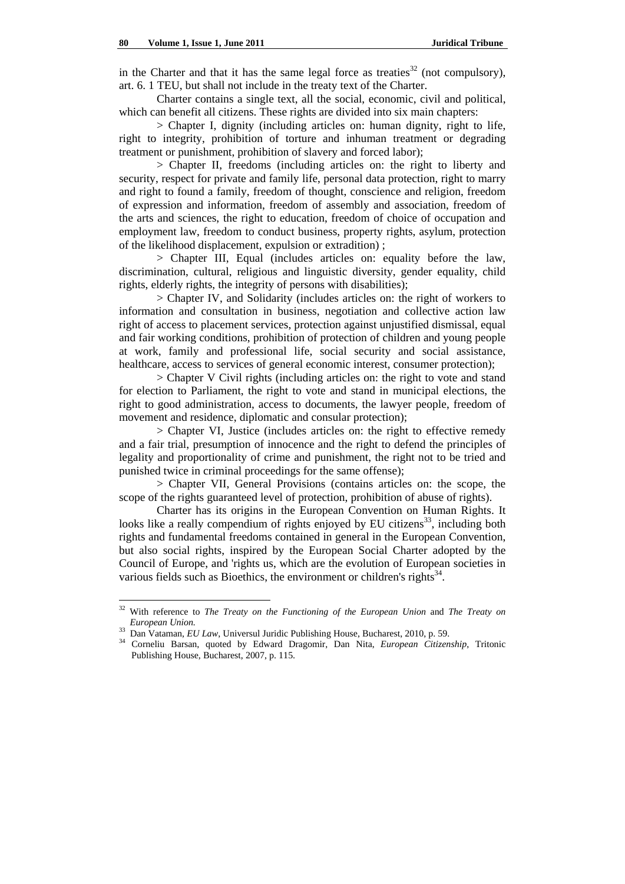in the Charter and that it has the same legal force as treaties[32] (not compulsory), art. 6. 1 TEU, but shall not include in the treaty text of the Charter.

Charter contains a single text, all the social, economic, civil and political, which can benefit all citizens. These rights are divided into six main chapters:

> Chapter I, dignity (including articles on: human dignity, right to life, right to integrity, prohibition of torture and inhuman treatment or degrading treatment or punishment, prohibition of slavery and forced labor);

> Chapter II, freedoms (including articles on: the right to liberty and security, respect for private and family life, personal data protection, right to marry and right to found a family, freedom of thought, conscience and religion, freedom of expression and information, freedom of assembly and association, freedom of the arts and sciences, the right to education, freedom of choice of occupation and employment law, freedom to conduct business, property rights, asylum, protection of the likelihood displacement, expulsion or extradition) ;

> Chapter III, Equal (includes articles on: equality before the law, discrimination, cultural, religious and linguistic diversity, gender equality, child rights, elderly rights, the integrity of persons with disabilities);

> Chapter IV, and Solidarity (includes articles on: the right of workers to information and consultation in business, negotiation and collective action law right of access to placement services, protection against unjustified dismissal, equal and fair working conditions, prohibition of protection of children and young people at work, family and professional life, social security and social assistance, healthcare, access to services of general economic interest, consumer protection);

> Chapter V Civil rights (including articles on: the right to vote and stand for election to Parliament, the right to vote and stand in municipal elections, the right to good administration, access to documents, the lawyer people, freedom of movement and residence, diplomatic and consular protection);

> Chapter VI, Justice (includes articles on: the right to effective remedy and a fair trial, presumption of innocence and the right to defend the principles of legality and proportionality of crime and punishment, the right not to be tried and punished twice in criminal proceedings for the same offense);

> Chapter VII, General Provisions (contains articles on: the scope, the scope of the rights guaranteed level of protection, prohibition of abuse of rights).

Charter has its origins in the European Convention on Human Rights. It looks like a really compendium of rights enjoyed by EU citizens[33], including both rights and fundamental freedoms contained in general in the European Convention, but also social rights, inspired by the European Social Charter adopted by the Council of Europe, and 'rights us, which are the evolution of European societies in various fields such as Bioethics, the environment or children's rights[34].

---

[32] With reference to *The Treaty on the Functioning of the European Union* and *The Treaty on European Union.*

[33] Dan Vataman, *EU Law*, Universul Juridic Publishing House, Bucharest, 2010, p. 59.

[34] Corneliu Barsan, quoted by Edward Dragomir, Dan Nita, *European Citizenship*, Tritonic Publishing House, Bucharest, 2007, p. 115.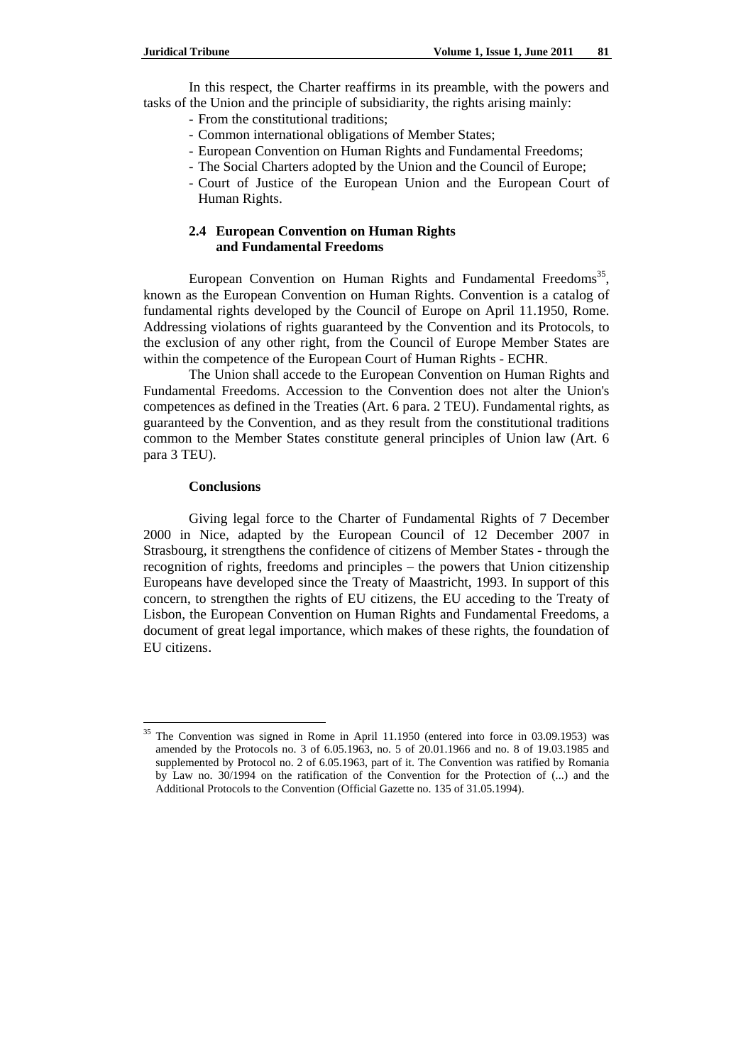In this respect, the Charter reaffirms in its preamble, with the powers and tasks of the Union and the principle of subsidiarity, the rights arising mainly:

- From the constitutional traditions;
- Common international obligations of Member States;
- European Convention on Human Rights and Fundamental Freedoms;
- The Social Charters adopted by the Union and the Council of Europe;
- Court of Justice of the European Union and the European Court of Human Rights.

### 2.4 European Convention on Human Rights and Fundamental Freedoms

European Convention on Human Rights and Fundamental Freedoms[35], known as the European Convention on Human Rights. Convention is a catalog of fundamental rights developed by the Council of Europe on April 11.1950, Rome. Addressing violations of rights guaranteed by the Convention and its Protocols, to the exclusion of any other right, from the Council of Europe Member States are within the competence of the European Court of Human Rights - ECHR.

The Union shall accede to the European Convention on Human Rights and Fundamental Freedoms. Accession to the Convention does not alter the Union's competences as defined in the Treaties (Art. 6 para. 2 TEU). Fundamental rights, as guaranteed by the Convention, and as they result from the constitutional traditions common to the Member States constitute general principles of Union law (Art. 6 para 3 TEU).

### Conclusions

Giving legal force to the Charter of Fundamental Rights of 7 December 2000 in Nice, adapted by the European Council of 12 December 2007 in Strasbourg, it strengthens the confidence of citizens of Member States - through the recognition of rights, freedoms and principles – the powers that Union citizenship Europeans have developed since the Treaty of Maastricht, 1993. In support of this concern, to strengthen the rights of EU citizens, the EU acceding to the Treaty of Lisbon, the European Convention on Human Rights and Fundamental Freedoms, a document of great legal importance, which makes of these rights, the foundation of EU citizens.

---

[35] The Convention was signed in Rome in April 11.1950 (entered into force in 03.09.1953) was amended by the Protocols no. 3 of 6.05.1963, no. 5 of 20.01.1966 and no. 8 of 19.03.1985 and supplemented by Protocol no. 2 of 6.05.1963, part of it. The Convention was ratified by Romania by Law no. 30/1994 on the ratification of the Convention for the Protection of (...) and the Additional Protocols to the Convention (Official Gazette no. 135 of 31.05.1994).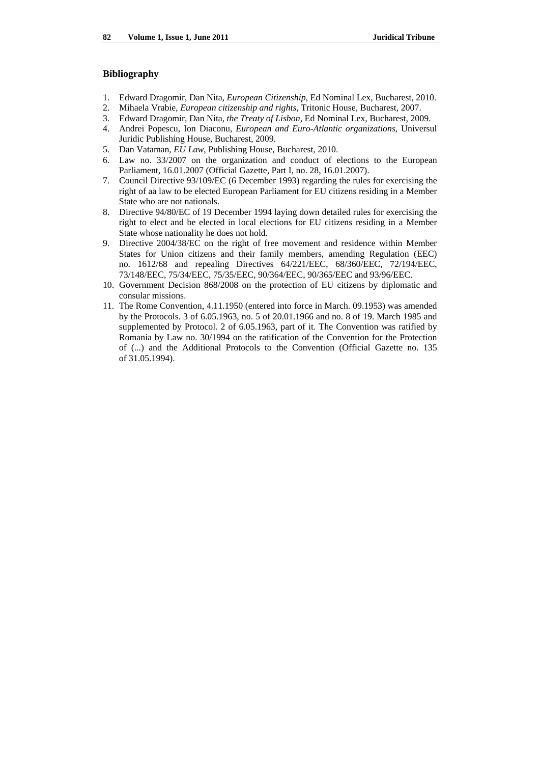## Bibliography

1. Edward Dragomir, Dan Nita, *European Citizenship*, Ed Nominal Lex, Bucharest, 2010.
2. Mihaela Vrabie, *European citizenship and rights*, Tritonic House, Bucharest, 2007.
3. Edward Dragomir, Dan Nita, *the Treaty of Lisbon*, Ed Nominal Lex, Bucharest, 2009.
4. Andrei Popescu, Ion Diaconu, *European and Euro-Atlantic organizations*, Universul Juridic Publishing House, Bucharest, 2009.
5. Dan Vataman, *EU Law*, Publishing House, Bucharest, 2010.
6. Law no. 33/2007 on the organization and conduct of elections to the European Parliament, 16.01.2007 (Official Gazette, Part I, no. 28, 16.01.2007).
7. Council Directive 93/109/EC (6 December 1993) regarding the rules for exercising the right of aa law to be elected European Parliament for EU citizens residing in a Member State who are not nationals.
8. Directive 94/80/EC of 19 December 1994 laying down detailed rules for exercising the right to elect and be elected in local elections for EU citizens residing in a Member State whose nationality he does not hold.
9. Directive 2004/38/EC on the right of free movement and residence within Member States for Union citizens and their family members, amending Regulation (EEC) no. 1612/68 and repealing Directives 64/221/EEC, 68/360/EEC, 72/194/EEC, 73/148/EEC, 75/34/EEC, 75/35/EEC, 90/364/EEC, 90/365/EEC and 93/96/EEC.
10. Government Decision 868/2008 on the protection of EU citizens by diplomatic and consular missions.
11. The Rome Convention, 4.11.1950 (entered into force in March. 09.1953) was amended by the Protocols. 3 of 6.05.1963, no. 5 of 20.01.1966 and no. 8 of 19. March 1985 and supplemented by Protocol. 2 of 6.05.1963, part of it. The Convention was ratified by Romania by Law no. 30/1994 on the ratification of the Convention for the Protection of (...) and the Additional Protocols to the Convention (Official Gazette no. 135 of 31.05.1994).